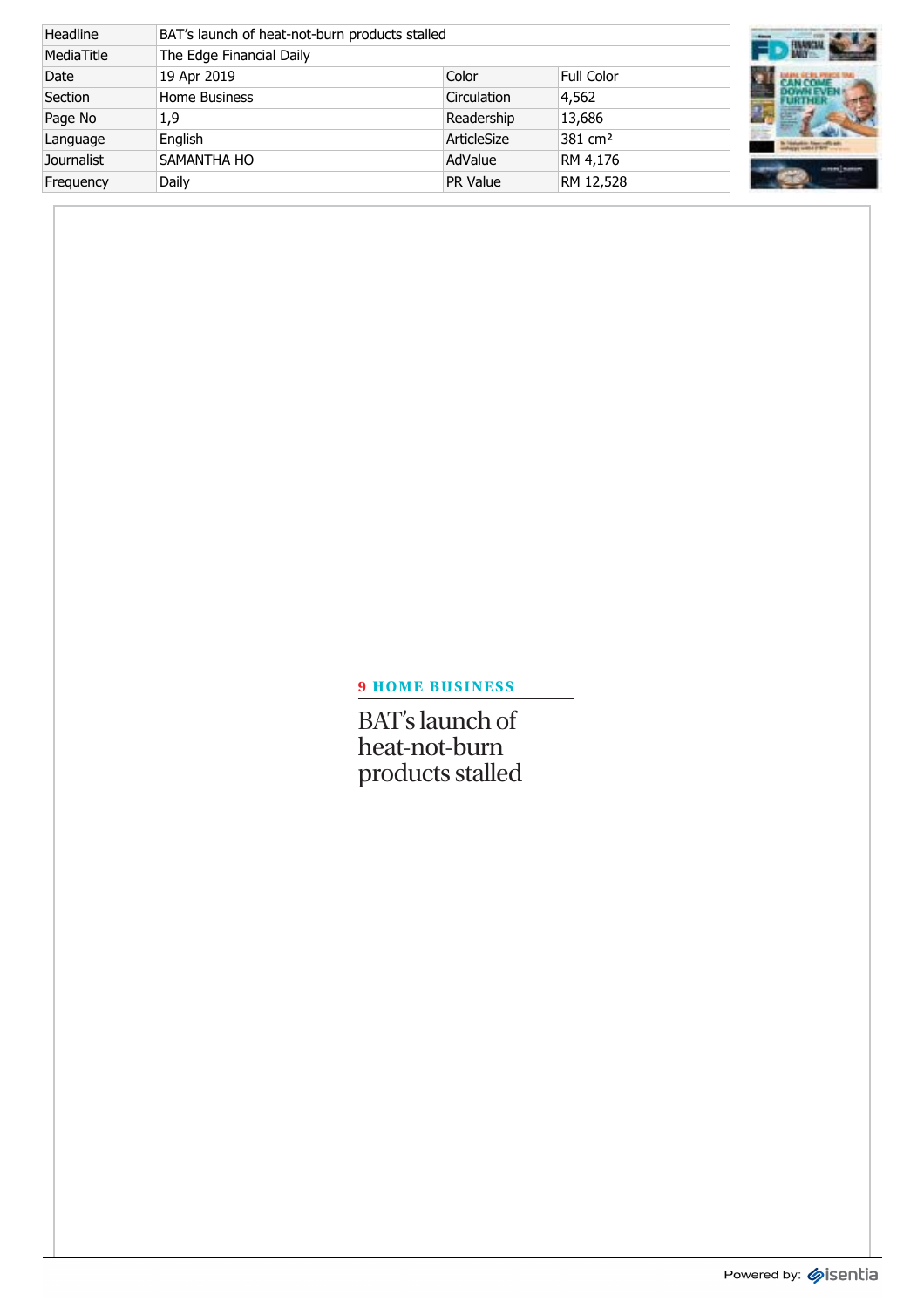| Headline | BAT's launch of heat-not-burn products stalled | | |
| --- | --- | --- | --- |
| MediaTitle | The Edge Financial Daily | | |
| Date | 19 Apr 2019 | Color | Full Color |
| Section | Home Business | Circulation | 4,562 |
| Page No | 1,9 | Readership | 13,686 |
| Language | English | ArticleSize | 381 cm² |
| Journalist | SAMANTHA HO | AdValue | RM 4,176 |
| Frequency | Daily | PR Value | RM 12,528 |

**9 HOME BUSINESS**

# BAT's launch of heat-not-burn products stalled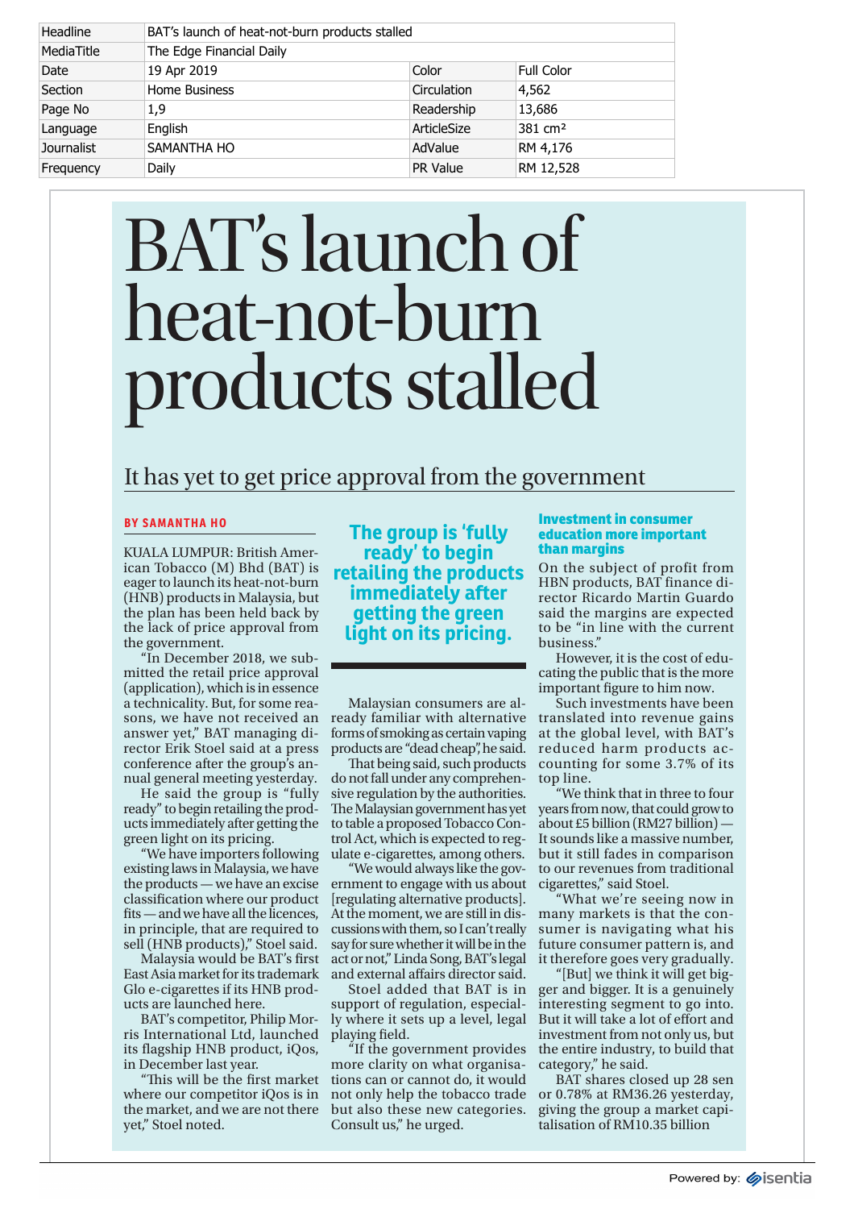| | | | |
|---|---|---|---|
| Headline | BAT's launch of heat-not-burn products stalled | | |
| MediaTitle | The Edge Financial Daily | | |
| Date | 19 Apr 2019 | Color | Full Color |
| Section | Home Business | Circulation | 4,562 |
| Page No | 1,9 | Readership | 13,686 |
| Language | English | ArticleSize | 381 cm² |
| Journalist | SAMANTHA HO | AdValue | RM 4,176 |
| Frequency | Daily | PR Value | RM 12,528 |

# BAT's launch of heat-not-burn products stalled

## It has yet to get price approval from the government

**BY SAMANTHA HO**

KUALA LUMPUR: British American Tobacco (M) Bhd (BAT) is eager to launch its heat-not-burn (HNB) products in Malaysia, but the plan has been held back by the lack of price approval from the government.

"In December 2018, we submitted the retail price approval (application), which is in essence a technicality. But, for some reasons, we have not received an answer yet," BAT managing director Erik Stoel said at a press conference after the group's annual general meeting yesterday.

He said the group is "fully ready" to begin retailing the products immediately after getting the green light on its pricing.

"We have importers following existing laws in Malaysia, we have the products — we have an excise classification where our product fits — and we have all the licences, in principle, that are required to sell (HNB products)," Stoel said.

Malaysia would be BAT's first East Asia market for its trademark Glo e-cigarettes if its HNB products are launched here.

BAT's competitor, Philip Morris International Ltd, launched its flagship HNB product, iQos, in December last year.

"This will be the first market where our competitor iQos is in the market, and we are not there yet," Stoel noted.

> **The group is 'fully ready' to begin retailing the products immediately after getting the green light on its pricing.**

Malaysian consumers are already familiar with alternative forms of smoking as certain vaping products are "dead cheap", he said.

That being said, such products do not fall under any comprehensive regulation by the authorities. The Malaysian government has yet to table a proposed Tobacco Control Act, which is expected to regulate e-cigarettes, among others.

"We would always like the government to engage with us about [regulating alternative products]. At the moment, we are still in discussions with them, so I can't really say for sure whether it will be in the act or not," Linda Song, BAT's legal and external affairs director said.

Stoel added that BAT is in support of regulation, especially where it sets up a level, legal playing field.

"If the government provides more clarity on what organisations can or cannot do, it would not only help the tobacco trade but also these new categories. Consult us," he urged.

### Investment in consumer education more important than margins

On the subject of profit from HBN products, BAT finance director Ricardo Martin Guardo said the margins are expected to be "in line with the current business."

However, it is the cost of educating the public that is the more important figure to him now.

Such investments have been translated into revenue gains at the global level, with BAT's reduced harm products accounting for some 3.7% of its top line.

"We think that in three to four years from now, that could grow to about £5 billion (RM27 billion) — It sounds like a massive number, but it still fades in comparison to our revenues from traditional cigarettes," said Stoel.

"What we're seeing now in many markets is that the consumer is navigating what his future consumer pattern is, and it therefore goes very gradually.

"[But] we think it will get bigger and bigger. It is a genuinely interesting segment to go into. But it will take a lot of effort and investment from not only us, but the entire industry, to build that category," he said.

BAT shares closed up 28 sen or 0.78% at RM36.26 yesterday, giving the group a market capitalisation of RM10.35 billion